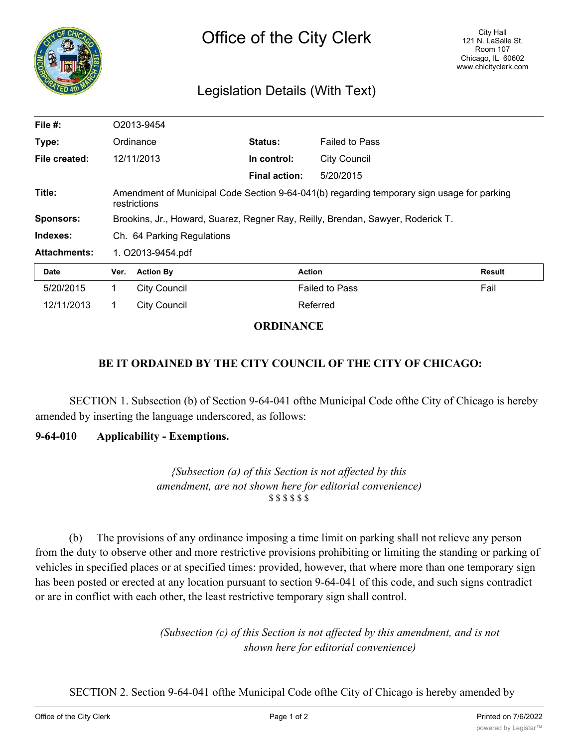# Office of the City Clerk

City Hall
121 N. LaSalle St.
Room 107
Chicago, IL 60602
www.chicityclerk.com

## Legislation Details (With Text)

| | | | |
|---|---|---|---|
| **File #:** | O2013-9454 | | |
| **Type:** | Ordinance | **Status:** | Failed to Pass |
| **File created:** | 12/11/2013 | **In control:** | City Council |
| | | **Final action:** | 5/20/2015 |
| **Title:** | Amendment of Municipal Code Section 9-64-041(b) regarding temporary sign usage for parking restrictions | | |
| **Sponsors:** | Brookins, Jr., Howard, Suarez, Regner Ray, Reilly, Brendan, Sawyer, Roderick T. | | |
| **Indexes:** | Ch. 64 Parking Regulations | | |
| **Attachments:** | 1. O2013-9454.pdf | | |

| Date | Ver. | Action By | Action | Result |
|---|---|---|---|---|
| 5/20/2015 | 1 | City Council | Failed to Pass | Fail |
| 12/11/2013 | 1 | City Council | Referred | |

**ORDINANCE**

**BE IT ORDAINED BY THE CITY COUNCIL OF THE CITY OF CHICAGO:**

SECTION 1. Subsection (b) of Section 9-64-041 ofthe Municipal Code ofthe City of Chicago is hereby amended by inserting the language underscored, as follows:

**9-64-010 Applicability - Exemptions.**

*{Subsection (a) of this Section is not affected by this amendment, are not shown here for editorial convenience)*
$ $ $ $ $ $

(b) The provisions of any ordinance imposing a time limit on parking shall not relieve any person from the duty to observe other and more restrictive provisions prohibiting or limiting the standing or parking of vehicles in specified places or at specified times: provided, however, that where more than one temporary sign has been posted or erected at any location pursuant to section 9-64-041 of this code, and such signs contradict or are in conflict with each other, the least restrictive temporary sign shall control.

*(Subsection (c) of this Section is not affected by this amendment, and is not shown here for editorial convenience)*

SECTION 2. Section 9-64-041 ofthe Municipal Code ofthe City of Chicago is hereby amended by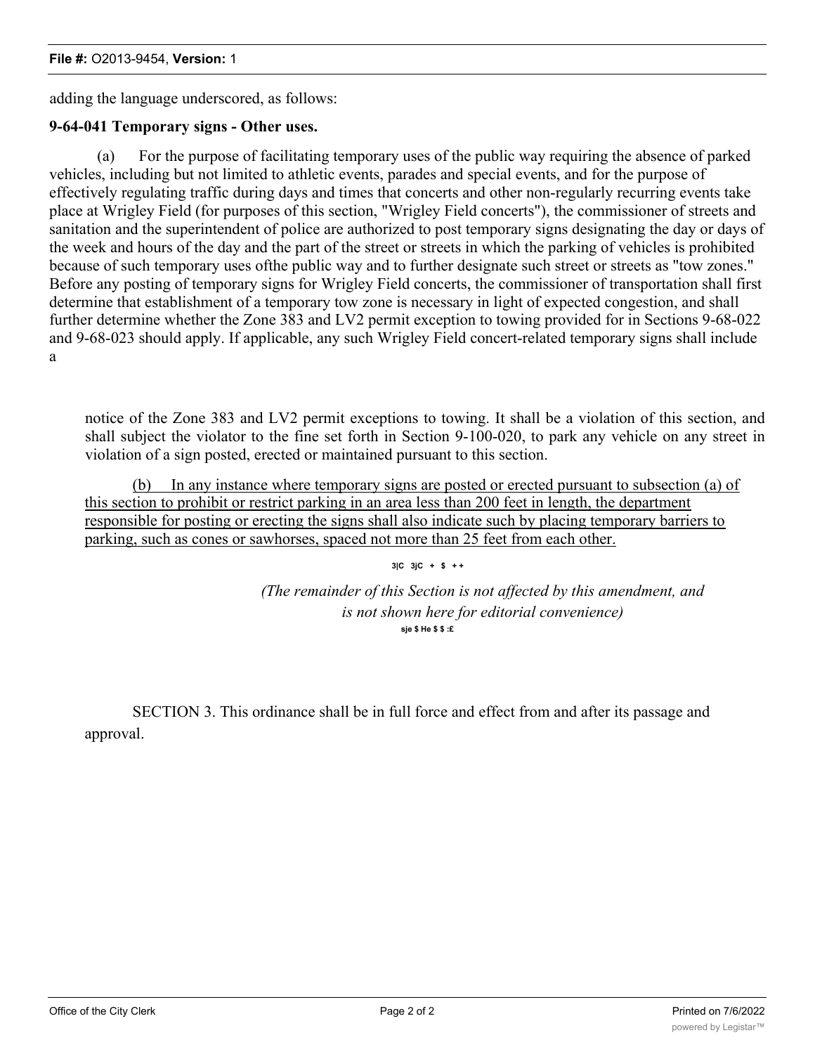adding the language underscored, as follows:

**9-64-041 Temporary signs - Other uses.**

(a) For the purpose of facilitating temporary uses of the public way requiring the absence of parked vehicles, including but not limited to athletic events, parades and special events, and for the purpose of effectively regulating traffic during days and times that concerts and other non-regularly recurring events take place at Wrigley Field (for purposes of this section, "Wrigley Field concerts"), the commissioner of streets and sanitation and the superintendent of police are authorized to post temporary signs designating the day or days of the week and hours of the day and the part of the street or streets in which the parking of vehicles is prohibited because of such temporary uses ofthe public way and to further designate such street or streets as "tow zones." Before any posting of temporary signs for Wrigley Field concerts, the commissioner of transportation shall first determine that establishment of a temporary tow zone is necessary in light of expected congestion, and shall further determine whether the Zone 383 and LV2 permit exception to towing provided for in Sections 9-68-022 and 9-68-023 should apply. If applicable, any such Wrigley Field concert-related temporary signs shall include a

notice of the Zone 383 and LV2 permit exceptions to towing. It shall be a violation of this section, and shall subject the violator to the fine set forth in Section 9-100-020, to park any vehicle on any street in violation of a sign posted, erected or maintained pursuant to this section.

<u>(b) In any instance where temporary signs are posted or erected pursuant to subsection (a) of this section to prohibit or restrict parking in an area less than 200 feet in length, the department responsible for posting or erecting the signs shall also indicate such by placing temporary barriers to parking, such as cones or sawhorses, spaced not more than 25 feet from each other.</u>

3|C 3jC + $ + +

*(The remainder of this Section is not affected by this amendment, and is not shown here for editorial convenience)*

sje $ He $ $ :£

SECTION 3. This ordinance shall be in full force and effect from and after its passage and approval.